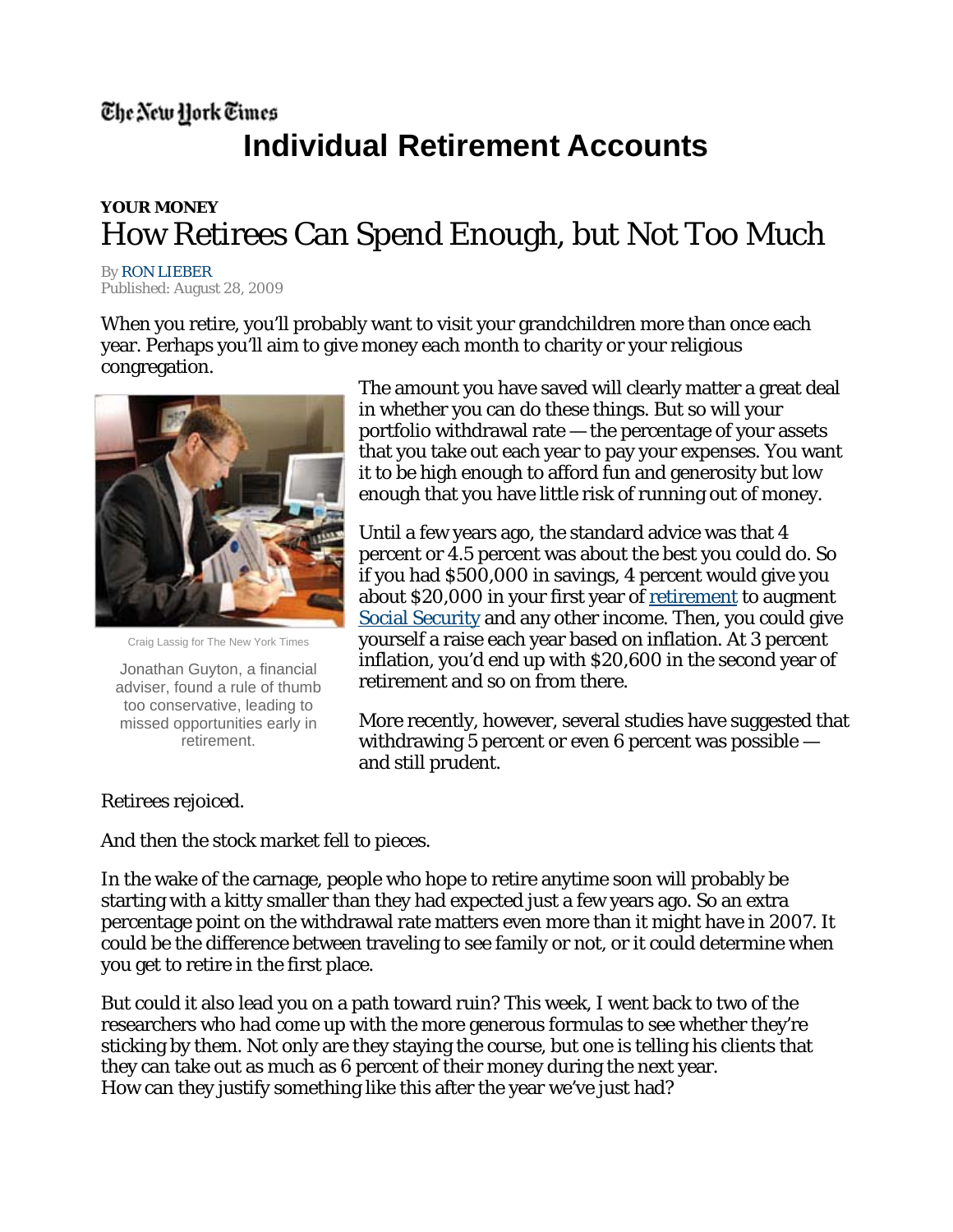The New York Times

# Individual Retirement Accounts

**YOUR MONEY**

## How Retirees Can Spend Enough, but Not Too Much

By RON LIEBER
Published: August 28, 2009

When you retire, you'll probably want to visit your grandchildren more than once each year. Perhaps you'll aim to give money each month to charity or your religious congregation.

Craig Lassig for The New York Times

Jonathan Guyton, a financial adviser, found a rule of thumb too conservative, leading to missed opportunities early in retirement.

The amount you have saved will clearly matter a great deal in whether you can do these things. But so will your portfolio withdrawal rate — the percentage of your assets that you take out each year to pay your expenses. You want it to be high enough to afford fun and generosity but low enough that you have little risk of running out of money.

Until a few years ago, the standard advice was that 4 percent or 4.5 percent was about the best you could do. So if you had $500,000 in savings, 4 percent would give you about $20,000 in your first year of retirement to augment Social Security and any other income. Then, you could give yourself a raise each year based on inflation. At 3 percent inflation, you'd end up with $20,600 in the second year of retirement and so on from there.

More recently, however, several studies have suggested that withdrawing 5 percent or even 6 percent was possible — and still prudent.

Retirees rejoiced.

And then the stock market fell to pieces.

In the wake of the carnage, people who hope to retire anytime soon will probably be starting with a kitty smaller than they had expected just a few years ago. So an extra percentage point on the withdrawal rate matters even more than it might have in 2007. It could be the difference between traveling to see family or not, or it could determine when you get to retire in the first place.

But could it also lead you on a path toward ruin? This week, I went back to two of the researchers who had come up with the more generous formulas to see whether they're sticking by them. Not only are they staying the course, but one is telling his clients that they can take out as much as 6 percent of their money during the next year.
How can they justify something like this after the year we've just had?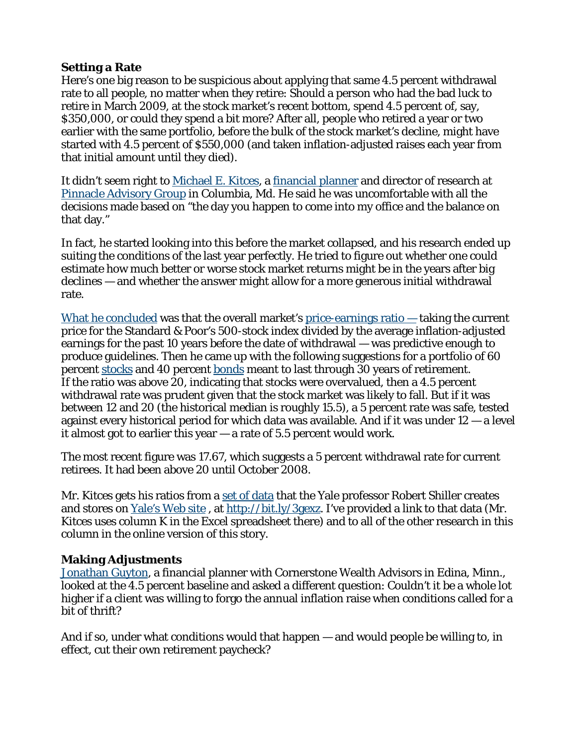### Setting a Rate

Here's one big reason to be suspicious about applying that same 4.5 percent withdrawal rate to all people, no matter when they retire: Should a person who had the bad luck to retire in March 2009, at the stock market's recent bottom, spend 4.5 percent of, say, $350,000, or could they spend a bit more? After all, people who retired a year or two earlier with the same portfolio, before the bulk of the stock market's decline, might have started with 4.5 percent of $550,000 (and taken inflation-adjusted raises each year from that initial amount until they died).

It didn't seem right to [Michael E. Kitces](), a [financial planner]() and director of research at [Pinnacle Advisory Group]() in Columbia, Md. He said he was uncomfortable with all the decisions made based on "the day you happen to come into my office and the balance on that day."

In fact, he started looking into this before the market collapsed, and his research ended up suiting the conditions of the last year perfectly. He tried to figure out whether one could estimate how much better or worse stock market returns might be in the years after big declines — and whether the answer might allow for a more generous initial withdrawal rate.

[What he concluded]() was that the overall market's [price-earnings ratio —]() taking the current price for the Standard & Poor's 500-stock index divided by the average inflation-adjusted earnings for the past 10 years before the date of withdrawal — was predictive enough to produce guidelines. Then he came up with the following suggestions for a portfolio of 60 percent [stocks]() and 40 percent [bonds]() meant to last through 30 years of retirement. If the ratio was above 20, indicating that stocks were overvalued, then a 4.5 percent withdrawal rate was prudent given that the stock market was likely to fall. But if it was between 12 and 20 (the historical median is roughly 15.5), a 5 percent rate was safe, tested against every historical period for which data was available. And if it was under 12 — a level it almost got to earlier this year — a rate of 5.5 percent would work.

The most recent figure was 17.67, which suggests a 5 percent withdrawal rate for current retirees. It had been above 20 until October 2008.

Mr. Kitces gets his ratios from a [set of data]() that the Yale professor Robert Shiller creates and stores on [Yale's Web site]() , at [http://bit.ly/3gexz](http://bit.ly/3gexz). I've provided a link to that data (Mr. Kitces uses column K in the Excel spreadsheet there) and to all of the other research in this column in the online version of this story.

### Making Adjustments

[Jonathan Guyton](), a financial planner with Cornerstone Wealth Advisors in Edina, Minn., looked at the 4.5 percent baseline and asked a different question: Couldn't it be a whole lot higher if a client was willing to forgo the annual inflation raise when conditions called for a bit of thrift?

And if so, under what conditions would that happen — and would people be willing to, in effect, cut their own retirement paycheck?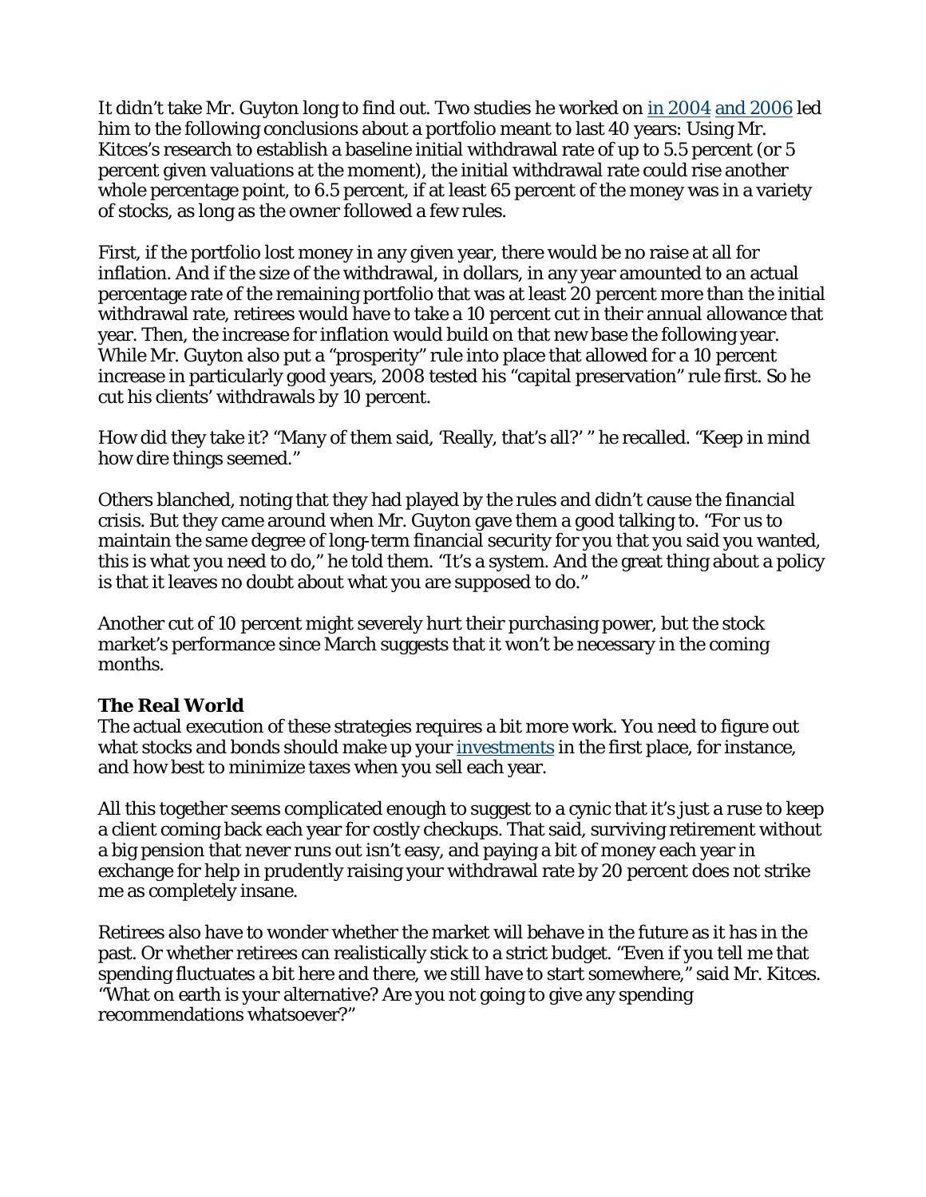It didn't take Mr. Guyton long to find out. Two studies he worked on in 2004 and 2006 led him to the following conclusions about a portfolio meant to last 40 years: Using Mr. Kitces's research to establish a baseline initial withdrawal rate of up to 5.5 percent (or 5 percent given valuations at the moment), the initial withdrawal rate could rise another whole percentage point, to 6.5 percent, if at least 65 percent of the money was in a variety of stocks, as long as the owner followed a few rules.

First, if the portfolio lost money in any given year, there would be no raise at all for inflation. And if the size of the withdrawal, in dollars, in any year amounted to an actual percentage rate of the remaining portfolio that was at least 20 percent more than the initial withdrawal rate, retirees would have to take a 10 percent cut in their annual allowance that year. Then, the increase for inflation would build on that new base the following year. While Mr. Guyton also put a "prosperity" rule into place that allowed for a 10 percent increase in particularly good years, 2008 tested his "capital preservation" rule first. So he cut his clients' withdrawals by 10 percent.

How did they take it? "Many of them said, 'Really, that's all?' " he recalled. "Keep in mind how dire things seemed."

Others blanched, noting that they had played by the rules and didn't cause the financial crisis. But they came around when Mr. Guyton gave them a good talking to. "For us to maintain the same degree of long-term financial security for you that you said you wanted, this is what you need to do," he told them. "It's a system. And the great thing about a policy is that it leaves no doubt about what you are supposed to do."

Another cut of 10 percent might severely hurt their purchasing power, but the stock market's performance since March suggests that it won't be necessary in the coming months.

**The Real World**

The actual execution of these strategies requires a bit more work. You need to figure out what stocks and bonds should make up your investments in the first place, for instance, and how best to minimize taxes when you sell each year.

All this together seems complicated enough to suggest to a cynic that it's just a ruse to keep a client coming back each year for costly checkups. That said, surviving retirement without a big pension that never runs out isn't easy, and paying a bit of money each year in exchange for help in prudently raising your withdrawal rate by 20 percent does not strike me as completely insane.

Retirees also have to wonder whether the market will behave in the future as it has in the past. Or whether retirees can realistically stick to a strict budget. "Even if you tell me that spending fluctuates a bit here and there, we still have to start somewhere," said Mr. Kitces. "What on earth is your alternative? Are you not going to give any spending recommendations whatsoever?"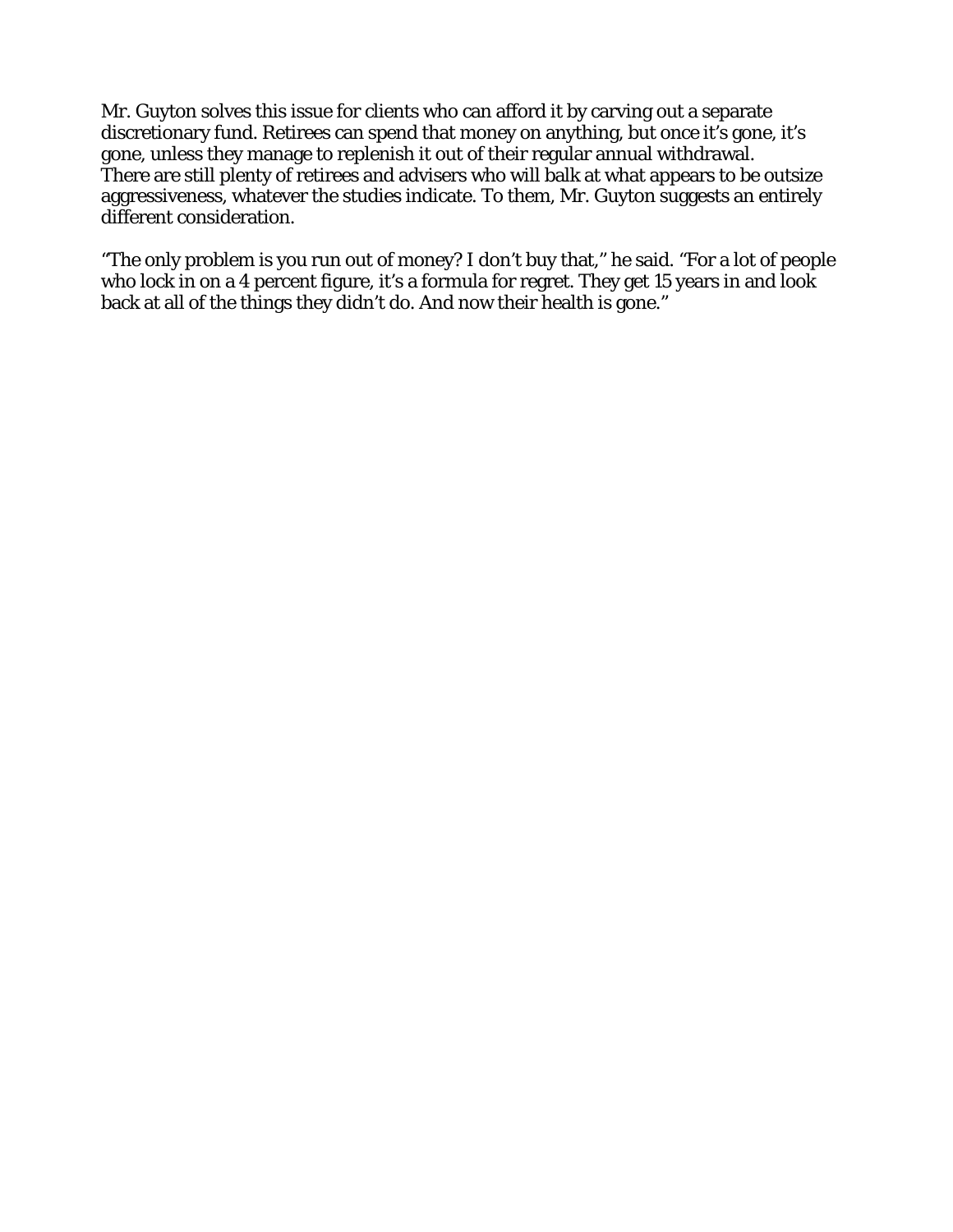Mr. Guyton solves this issue for clients who can afford it by carving out a separate discretionary fund. Retirees can spend that money on anything, but once it's gone, it's gone, unless they manage to replenish it out of their regular annual withdrawal.
There are still plenty of retirees and advisers who will balk at what appears to be outsize aggressiveness, whatever the studies indicate. To them, Mr. Guyton suggests an entirely different consideration.

"The only problem is you run out of money? I don't buy that," he said. "For a lot of people who lock in on a 4 percent figure, it's a formula for regret. They get 15 years in and look back at all of the things they didn't do. And now their health is gone."